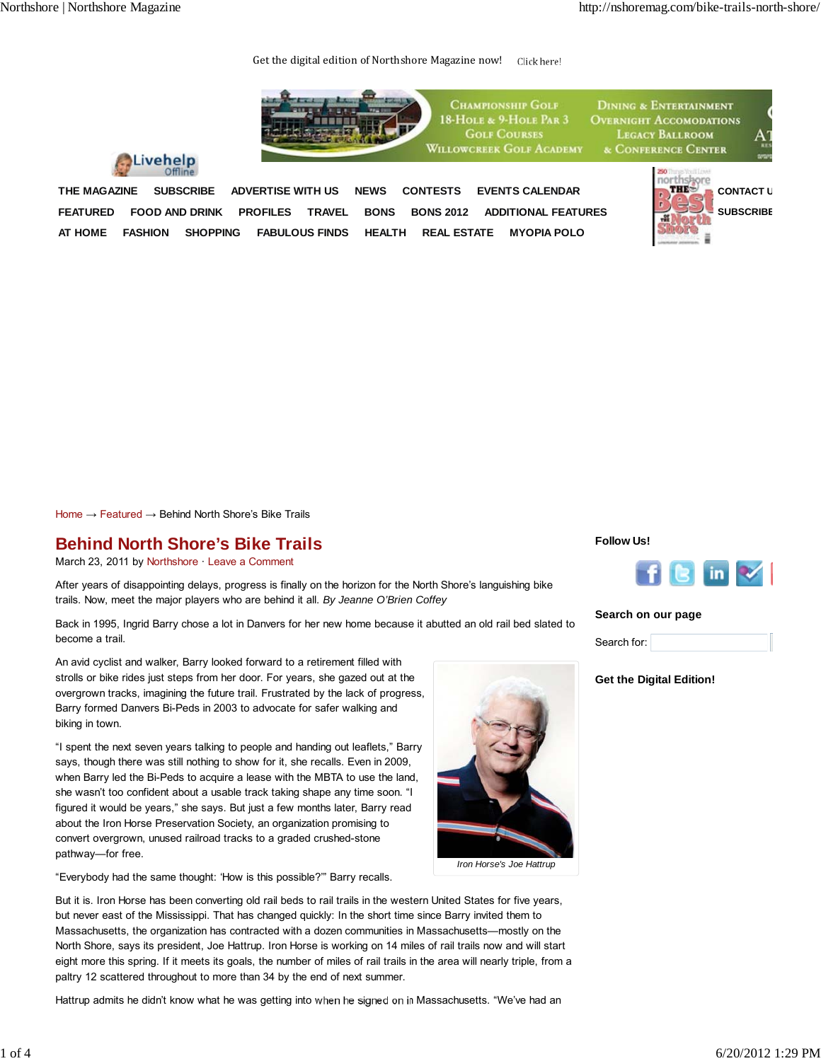Get the digital edition of Northshore Magazine now! Click here!

THE MAGAZINE SUBSCRIBE ADVERTISE WITH US NEWS CONTESTS EVENTS CALENDAR
FEATURED FOOD AND DRINK PROFILES TRAVEL BONS BONS 2012 ADDITIONAL FEATURES
AT HOME FASHION SHOPPING FABULOUS FINDS HEALTH REAL ESTATE MYOPIA POLO

CONTACT U
SUBSCRIBE

Home → Featured → Behind North Shore's Bike Trails

# Behind North Shore's Bike Trails

March 23, 2011 by Northshore · Leave a Comment

After years of disappointing delays, progress is finally on the horizon for the North Shore's languishing bike trails. Now, meet the major players who are behind it all. *By Jeanne O'Brien Coffey*

Back in 1995, Ingrid Barry chose a lot in Danvers for her new home because it abutted an old rail bed slated to become a trail.

An avid cyclist and walker, Barry looked forward to a retirement filled with strolls or bike rides just steps from her door. For years, she gazed out at the overgrown tracks, imagining the future trail. Frustrated by the lack of progress, Barry formed Danvers Bi-Peds in 2003 to advocate for safer walking and biking in town.

"I spent the next seven years talking to people and handing out leaflets," Barry says, though there was still nothing to show for it, she recalls. Even in 2009, when Barry led the Bi-Peds to acquire a lease with the MBTA to use the land, she wasn't too confident about a usable track taking shape any time soon. "I figured it would be years," she says. But just a few months later, Barry read about the Iron Horse Preservation Society, an organization promising to convert overgrown, unused railroad tracks to a graded crushed-stone pathway—for free.

*Iron Horse's Joe Hattrup*

"Everybody had the same thought: 'How is this possible?'" Barry recalls.

But it is. Iron Horse has been converting old rail beds to rail trails in the western United States for five years, but never east of the Mississippi. That has changed quickly: In the short time since Barry invited them to Massachusetts, the organization has contracted with a dozen communities in Massachusetts—mostly on the North Shore, says its president, Joe Hattrup. Iron Horse is working on 14 miles of rail trails now and will start eight more this spring. If it meets its goals, the number of miles of rail trails in the area will nearly triple, from a paltry 12 scattered throughout to more than 34 by the end of next summer.

Hattrup admits he didn't know what he was getting into when he signed on in Massachusetts. "We've had an

## Follow Us!

## Search on our page

Search for:

## Get the Digital Edition!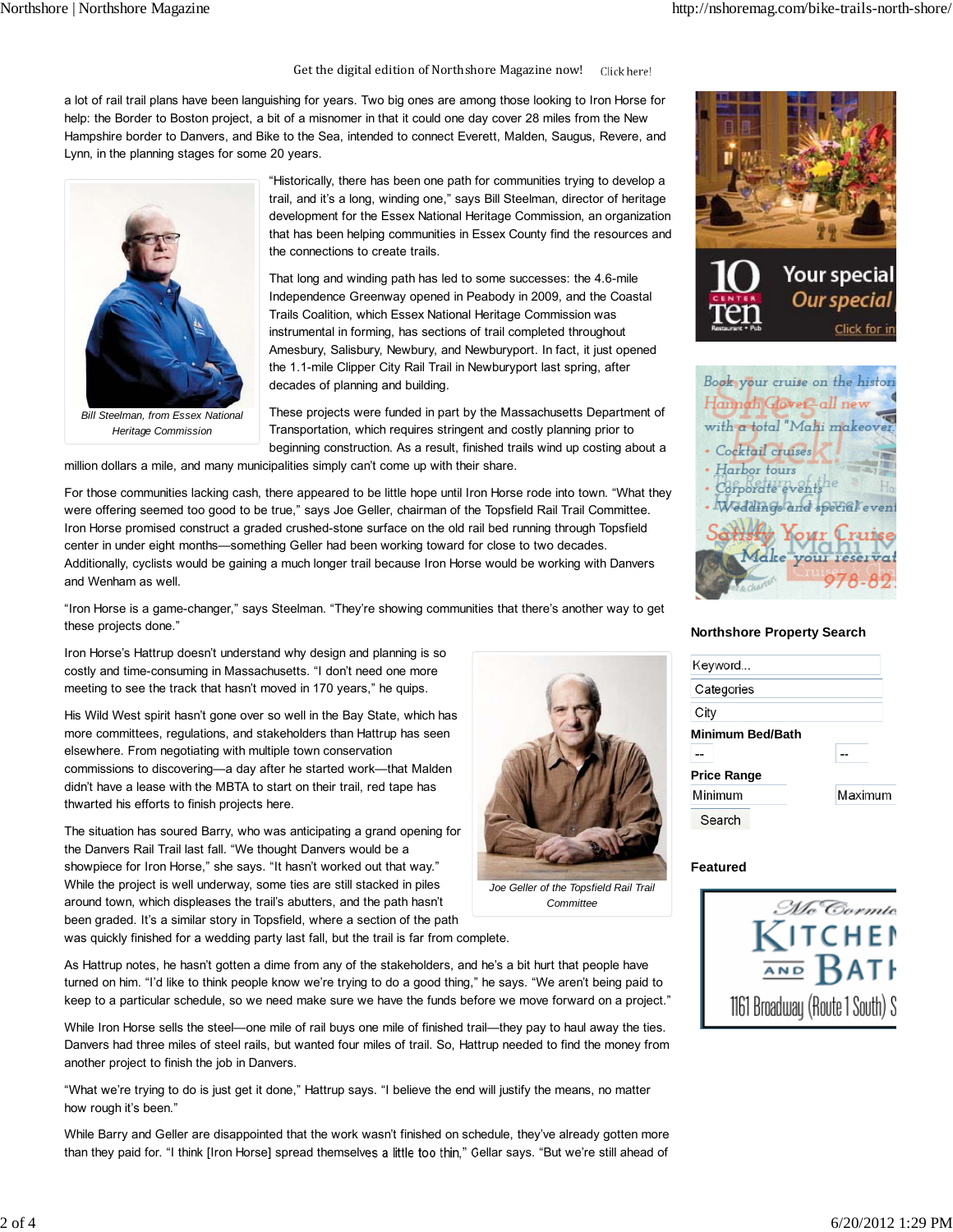a lot of rail trail plans have been languishing for years. Two big ones are among those looking to Iron Horse for help: the Border to Boston project, a bit of a misnomer in that it could one day cover 28 miles from the New Hampshire border to Danvers, and Bike to the Sea, intended to connect Everett, Malden, Saugus, Revere, and Lynn, in the planning stages for some 20 years.

Bill Steelman, from Essex National Heritage Commission

"Historically, there has been one path for communities trying to develop a trail, and it's a long, winding one," says Bill Steelman, director of heritage development for the Essex National Heritage Commission, an organization that has been helping communities in Essex County find the resources and the connections to create trails.

That long and winding path has led to some successes: the 4.6-mile Independence Greenway opened in Peabody in 2009, and the Coastal Trails Coalition, which Essex National Heritage Commission was instrumental in forming, has sections of trail completed throughout Amesbury, Salisbury, Newbury, and Newburyport. In fact, it just opened the 1.1-mile Clipper City Rail Trail in Newburyport last spring, after decades of planning and building.

These projects were funded in part by the Massachusetts Department of Transportation, which requires stringent and costly planning prior to beginning construction. As a result, finished trails wind up costing about a million dollars a mile, and many municipalities simply can't come up with their share.

For those communities lacking cash, there appeared to be little hope until Iron Horse rode into town. "What they were offering seemed too good to be true," says Joe Geller, chairman of the Topsfield Rail Trail Committee. Iron Horse promised construct a graded crushed-stone surface on the old rail bed running through Topsfield center in under eight months—something Geller had been working toward for close to two decades. Additionally, cyclists would be gaining a much longer trail because Iron Horse would be working with Danvers and Wenham as well.

"Iron Horse is a game-changer," says Steelman. "They're showing communities that there's another way to get these projects done."

Iron Horse's Hattrup doesn't understand why design and planning is so costly and time-consuming in Massachusetts. "I don't need one more meeting to see the track that hasn't moved in 170 years," he quips.

His Wild West spirit hasn't gone over so well in the Bay State, which has more committees, regulations, and stakeholders than Hattrup has seen elsewhere. From negotiating with multiple town conservation commissions to discovering—a day after he started work—that Malden didn't have a lease with the MBTA to start on their trail, red tape has thwarted his efforts to finish projects here.

Joe Geller of the Topsfield Rail Trail Committee

The situation has soured Barry, who was anticipating a grand opening for the Danvers Rail Trail last fall. "We thought Danvers would be a showpiece for Iron Horse," she says. "It hasn't worked out that way." While the project is well underway, some ties are still stacked in piles around town, which displeases the trail's abutters, and the path hasn't been graded. It's a similar story in Topsfield, where a section of the path was quickly finished for a wedding party last fall, but the trail is far from complete.

As Hattrup notes, he hasn't gotten a dime from any of the stakeholders, and he's a bit hurt that people have turned on him. "I'd like to think people know we're trying to do a good thing," he says. "We aren't being paid to keep to a particular schedule, so we need make sure we have the funds before we move forward on a project."

While Iron Horse sells the steel—one mile of rail buys one mile of finished trail—they pay to haul away the ties. Danvers had three miles of steel rails, but wanted four miles of trail. So, Hattrup needed to find the money from another project to finish the job in Danvers.

"What we're trying to do is just get it done," Hattrup says. "I believe the end will justify the means, no matter how rough it's been."

While Barry and Geller are disappointed that the work wasn't finished on schedule, they've already gotten more than they paid for. "I think [Iron Horse] spread themselves a little too thin," Gellar says. "But we're still ahead of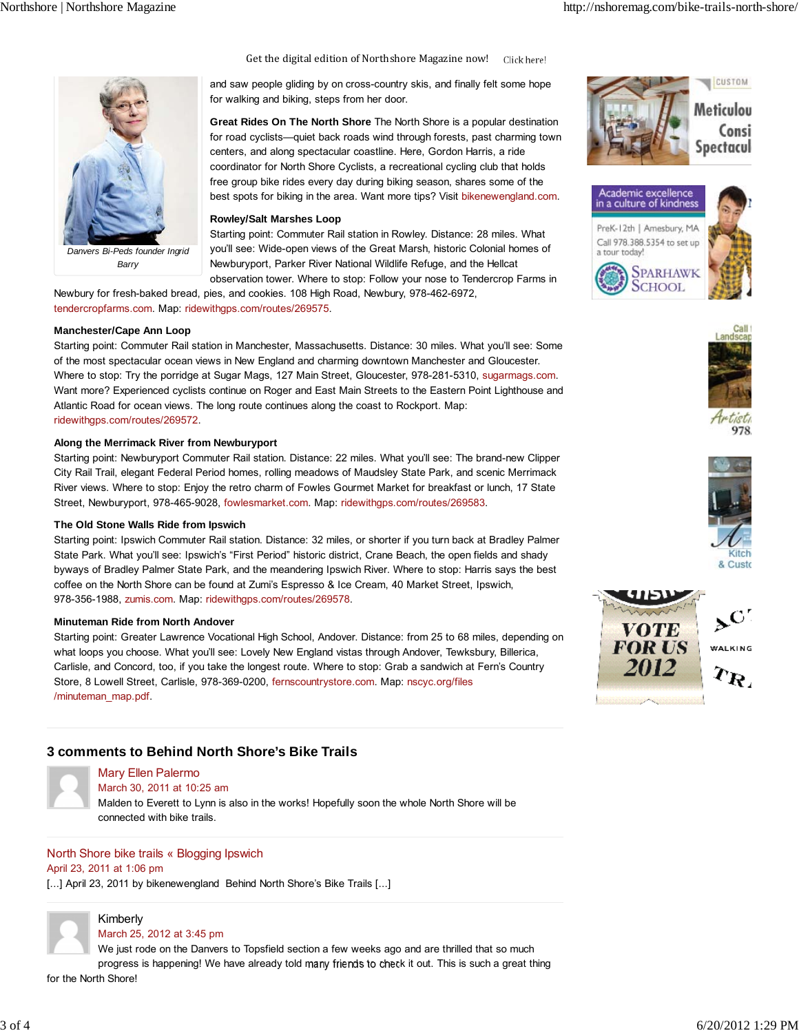Get the digital edition of Northshore Magazine now! Click here!

Danvers Bi-Peds founder Ingrid Barry

and saw people gliding by on cross-country skis, and finally felt some hope for walking and biking, steps from her door.

**Great Rides On The North Shore** The North Shore is a popular destination for road cyclists—quiet back roads wind through forests, past charming town centers, and along spectacular coastline. Here, Gordon Harris, a ride coordinator for North Shore Cyclists, a recreational cycling club that holds free group bike rides every day during biking season, shares some of the best spots for biking in the area. Want more tips? Visit bikenewengland.com.

**Rowley/Salt Marshes Loop**

Starting point: Commuter Rail station in Rowley. Distance: 28 miles. What you'll see: Wide-open views of the Great Marsh, historic Colonial homes of Newburyport, Parker River National Wildlife Refuge, and the Hellcat observation tower. Where to stop: Follow your nose to Tendercrop Farms in Newbury for fresh-baked bread, pies, and cookies. 108 High Road, Newbury, 978-462-6972, tendercropfarms.com. Map: ridewithgps.com/routes/269575.

**Manchester/Cape Ann Loop**

Starting point: Commuter Rail station in Manchester, Massachusetts. Distance: 30 miles. What you'll see: Some of the most spectacular ocean views in New England and charming downtown Manchester and Gloucester. Where to stop: Try the porridge at Sugar Mags, 127 Main Street, Gloucester, 978-281-5310, sugarmags.com. Want more? Experienced cyclists continue on Roger and East Main Streets to the Eastern Point Lighthouse and Atlantic Road for ocean views. The long route continues along the coast to Rockport. Map: ridewithgps.com/routes/269572.

**Along the Merrimack River from Newburyport**

Starting point: Newburyport Commuter Rail station. Distance: 22 miles. What you'll see: The brand-new Clipper City Rail Trail, elegant Federal Period homes, rolling meadows of Maudsley State Park, and scenic Merrimack River views. Where to stop: Enjoy the retro charm of Fowles Gourmet Market for breakfast or lunch, 17 State Street, Newburyport, 978-465-9028, fowlesmarket.com. Map: ridewithgps.com/routes/269583.

**The Old Stone Walls Ride from Ipswich**

Starting point: Ipswich Commuter Rail station. Distance: 32 miles, or shorter if you turn back at Bradley Palmer State Park. What you'll see: Ipswich's "First Period" historic district, Crane Beach, the open fields and shady byways of Bradley Palmer State Park, and the meandering Ipswich River. Where to stop: Harris says the best coffee on the North Shore can be found at Zumi's Espresso & Ice Cream, 40 Market Street, Ipswich, 978-356-1988, zumis.com. Map: ridewithgps.com/routes/269578.

**Minuteman Ride from North Andover**

Starting point: Greater Lawrence Vocational High School, Andover. Distance: from 25 to 68 miles, depending on what loops you choose. What you'll see: Lovely New England vistas through Andover, Tewksbury, Billerica, Carlisle, and Concord, too, if you take the longest route. Where to stop: Grab a sandwich at Fern's Country Store, 8 Lowell Street, Carlisle, 978-369-0200, fernscountrystore.com. Map: nscyc.org/files /minuteman_map.pdf.

## 3 comments to Behind North Shore's Bike Trails

Mary Ellen Palermo
March 30, 2011 at 10:25 am
Malden to Everett to Lynn is also in the works! Hopefully soon the whole North Shore will be connected with bike trails.

North Shore bike trails « Blogging Ipswich
April 23, 2011 at 1:06 pm
[...] April 23, 2011 by bikenewengland Behind North Shore's Bike Trails [...]

Kimberly
March 25, 2012 at 3:45 pm
We just rode on the Danvers to Topsfield section a few weeks ago and are thrilled that so much progress is happening! We have already told many friends to check it out. This is such a great thing for the North Shore!